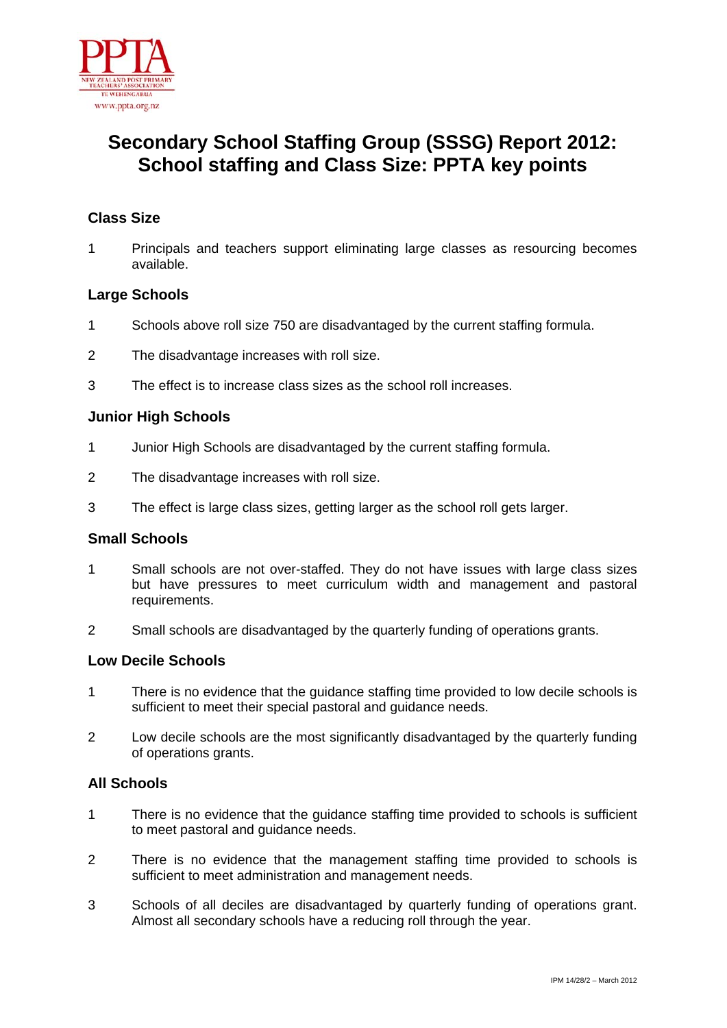# Secondary School Staffing Group (SSSG) Report 2012: School staffing and Class Size: PPTA key points

## Class Size

1. Principals and teachers support eliminating large classes as resourcing becomes available.

## Large Schools

1. Schools above roll size 750 are disadvantaged by the current staffing formula.
2. The disadvantage increases with roll size.
3. The effect is to increase class sizes as the school roll increases.

## Junior High Schools

1. Junior High Schools are disadvantaged by the current staffing formula.
2. The disadvantage increases with roll size.
3. The effect is large class sizes, getting larger as the school roll gets larger.

## Small Schools

1. Small schools are not over-staffed. They do not have issues with large class sizes but have pressures to meet curriculum width and management and pastoral requirements.
2. Small schools are disadvantaged by the quarterly funding of operations grants.

## Low Decile Schools

1. There is no evidence that the guidance staffing time provided to low decile schools is sufficient to meet their special pastoral and guidance needs.
2. Low decile schools are the most significantly disadvantaged by the quarterly funding of operations grants.

## All Schools

1. There is no evidence that the guidance staffing time provided to schools is sufficient to meet pastoral and guidance needs.
2. There is no evidence that the management staffing time provided to schools is sufficient to meet administration and management needs.
3. Schools of all deciles are disadvantaged by quarterly funding of operations grant. Almost all secondary schools have a reducing roll through the year.

IPM 14/28/2 – March 2012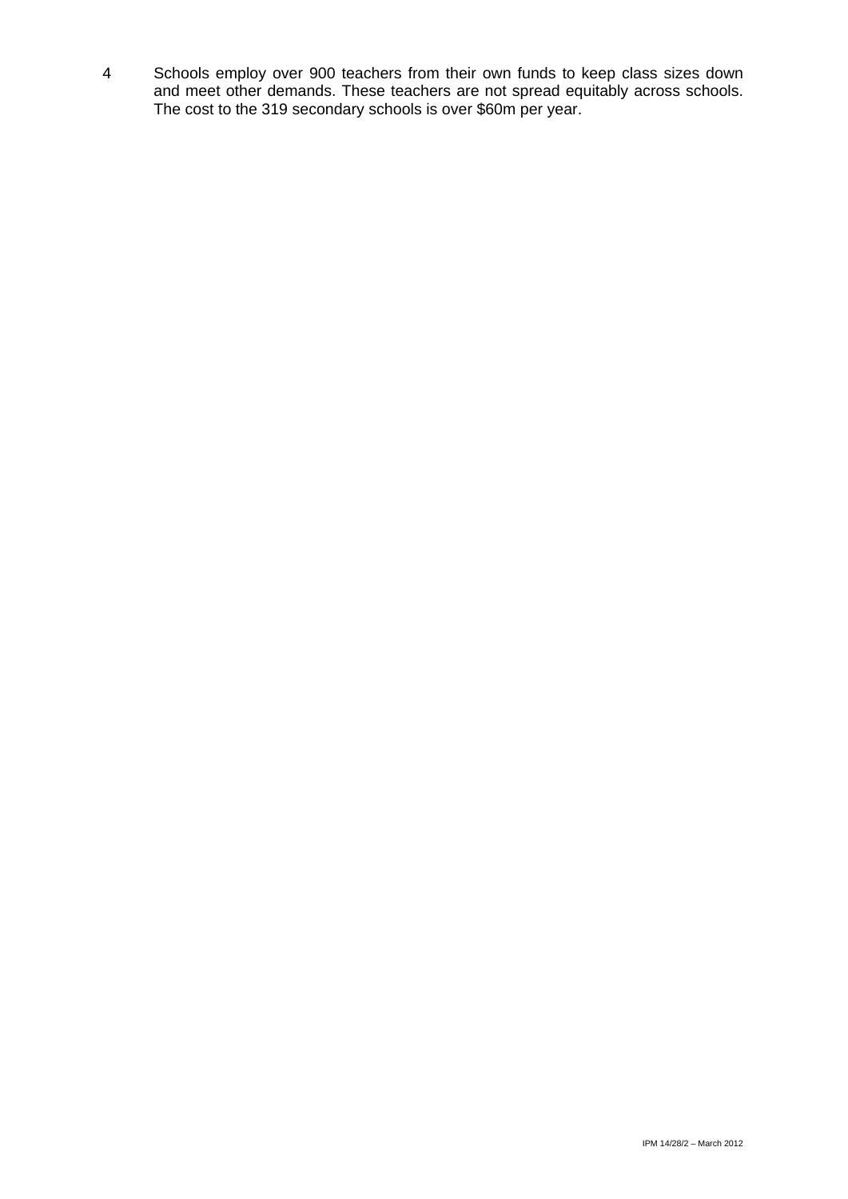4 Schools employ over 900 teachers from their own funds to keep class sizes down and meet other demands. These teachers are not spread equitably across schools. The cost to the 319 secondary schools is over $60m per year.